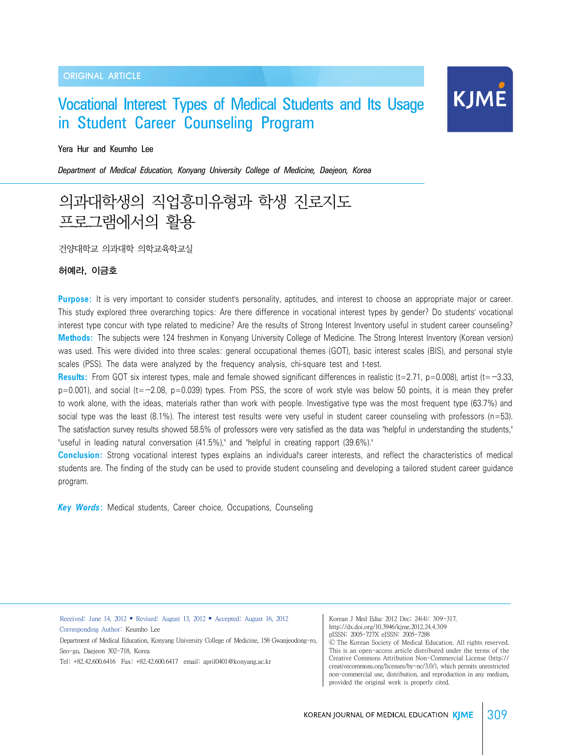ORIGINAL ARTICLE

# Vocational Interest Types of Medical Students and Its Usage in Student Career Counseling Program

Yera Hur and Keumho Lee

*Department of Medical Education, Konyang University College of Medicine, Daejeon, Korea*

# 의과대학생의 직업흥미유형과 학생 진로지도 프로그램에서의 활용

건양대학교 의과대학 의학교육학교실

**허예라, 이금호**

**Purpose:** It is very important to consider student's personality, aptitudes, and interest to choose an appropriate major or career. This study explored three overarching topics: Are there difference in vocational interest types by gender? Do students' vocational interest type concur with type related to medicine? Are the results of Strong Interest Inventory useful in student career counseling?

**Methods:** The subjects were 124 freshmen in Konyang University College of Medicine. The Strong Interest Inventory (Korean version) was used. This were divided into three scales: general occupational themes (GOT), basic interest scales (BIS), and personal style scales (PSS). The data were analyzed by the frequency analysis, chi-square test and t-test.

**Results:** From GOT six interest types, male and female showed significant differences in realistic ($t=2.71$, $p=0.008$), artist ($t=-3.33$, $p=0.001$), and social ($t=-2.08$, $p=0.039$) types. From PSS, the score of work style was below 50 points, it is mean they prefer to work alone, with the ideas, materials rather than work with people. Investigative type was the most frequent type (63.7%) and social type was the least (8.1%). The interest test results were very useful in student career counseling with professors ($n=53$). The satisfaction survey results showed 58.5% of professors were very satisfied as the data was "helpful in understanding the students," "useful in leading natural conversation (41.5%)," and "helpful in creating rapport (39.6%)."

**Conclusion:** Strong vocational interest types explains an individual's career interests, and reflect the characteristics of medical students are. The finding of the study can be used to provide student counseling and developing a tailored student career guidance program.

***Key Words:*** Medical students, Career choice, Occupations, Counseling

---

Received: June 14, 2012 • Revised: August 13, 2012 • Accepted: August 16, 2012
Corresponding Author: Keumho Lee
Department of Medical Education, Konyang University College of Medicine, 158 Gwanjeodong-ro, Seo-gu, Daejeon 302-718, Korea
Tel: +82.42.600.6416 Fax: +82.42.600.6417 email: april0401@konyang.ac.kr

Korean J Med Educ 2012 Dec; 24(4): 309-317.
http://dx.doi.org/10.3946/kjme.2012.24.4.309
pISSN: 2005-727X eISSN: 2005-7288
© The Korean Society of Medical Education. All rights reserved.
This is an open-access article distributed under the terms of the Creative Commons Attribution Non-Commercial License (http://creativecommons.org/licenses/by-nc/3.0/), which permits unrestricted non-commercial use, distribution, and reproduction in any medium, provided the original work is properly cited.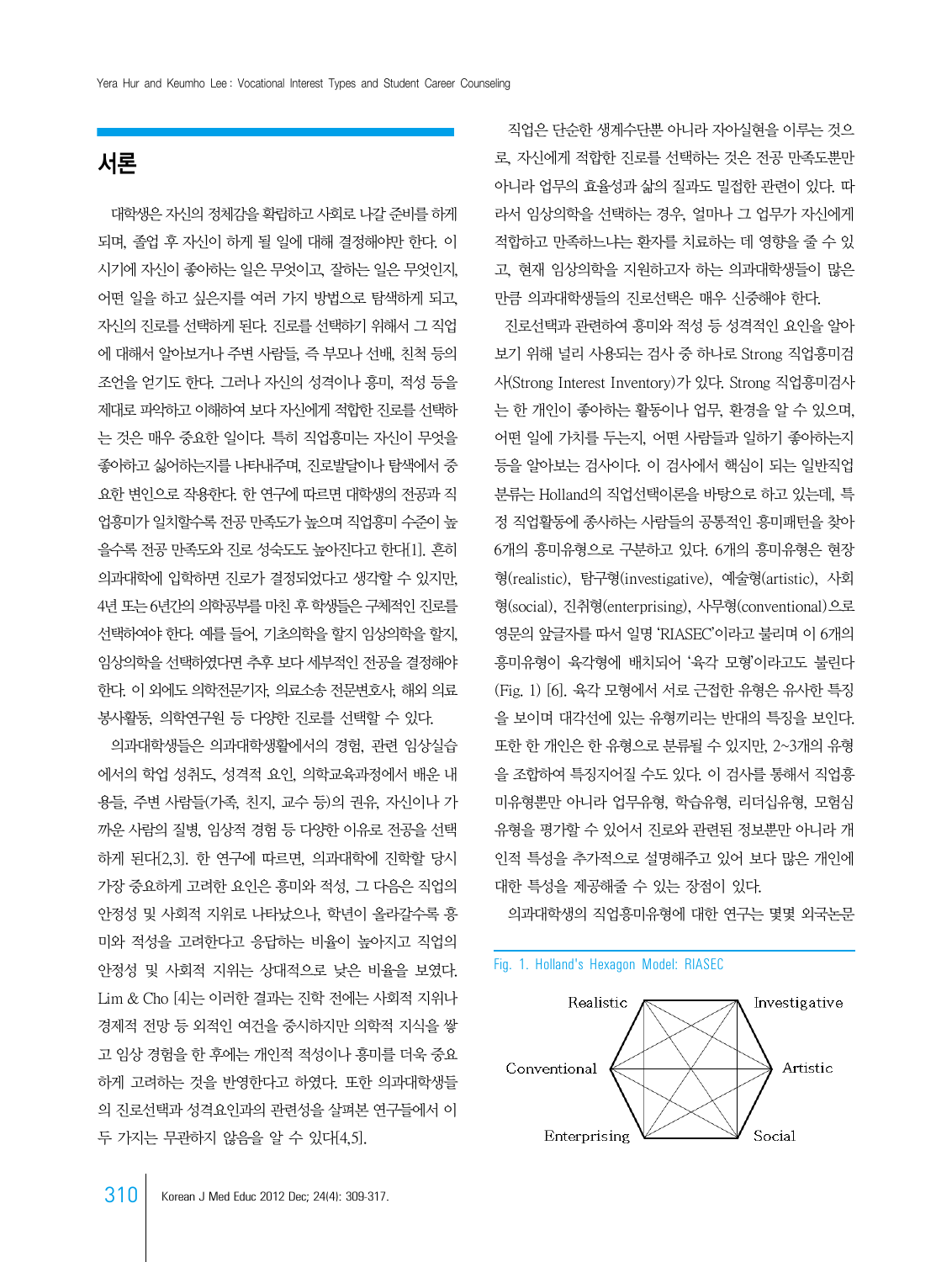## 서론

대학생은 자신의 정체감을 확립하고 사회로 나갈 준비를 하게 되며, 졸업 후 자신이 하게 될 일에 대해 결정해야만 한다. 이 시기에 자신이 좋아하는 일은 무엇이고, 잘하는 일은 무엇인지, 어떤 일을 하고 싶은지를 여러 가지 방법으로 탐색하게 되고, 자신의 진로를 선택하게 된다. 진로를 선택하기 위해서 그 직업에 대해서 알아보거나 주변 사람들, 즉 부모나 선배, 친척 등의 조언을 얻기도 한다. 그러나 자신의 성격이나 흥미, 적성 등을 제대로 파악하고 이해하여 보다 자신에게 적합한 진로를 선택하는 것은 매우 중요한 일이다. 특히 직업흥미는 자신이 무엇을 좋아하고 싫어하는지를 나타내주며, 진로발달이나 탐색에서 중요한 변인으로 작용한다. 한 연구에 따르면 대학생의 전공과 직업흥미가 일치할수록 전공 만족도가 높으며 직업흥미 수준이 높을수록 전공 만족도와 진로 성숙도도 높아진다고 한다[1]. 흔히 의과대학에 입학하면 진로가 결정되었다고 생각할 수 있지만, 4년 또는 6년간의 의학공부를 마친 후 학생들은 구체적인 진로를 선택하여야 한다. 예를 들어, 기초의학을 할지 임상의학을 할지, 임상의학을 선택하였다면 추후 보다 세부적인 전공을 결정해야 한다. 이 외에도 의학전문기자, 의료소송 전문변호사, 해외 의료봉사활동, 의학연구원 등 다양한 진로를 선택할 수 있다.

의과대학생들은 의과대학생활에서의 경험, 관련 임상실습에서의 학업 성취도, 성격적 요인, 의학교육과정에서 배운 내용들, 주변 사람들(가족, 친지, 교수 등)의 권유, 자신이나 가까운 사람의 질병, 임상적 경험 등 다양한 이유로 전공을 선택하게 된다[2,3]. 한 연구에 따르면, 의과대학에 진학할 당시 가장 중요하게 고려한 요인은 흥미와 적성, 그 다음은 직업의 안정성 및 사회적 지위로 나타났으나, 학년이 올라갈수록 흥미와 적성을 고려한다고 응답하는 비율이 높아지고 직업의 안정성 및 사회적 지위는 상대적으로 낮은 비율을 보였다. Lim & Cho [4]는 이러한 결과는 진학 전에는 사회적 지위나 경제적 전망 등 외적인 여건을 중시하지만 의학적 지식을 쌓고 임상 경험을 한 후에는 개인적 적성이나 흥미를 더욱 중요하게 고려하는 것을 반영한다고 하였다. 또한 의과대학생들의 진로선택과 성격요인과의 관련성을 살펴본 연구들에서 이 두 가지는 무관하지 않음을 알 수 있다[4,5].

직업은 단순한 생계수단뿐 아니라 자아실현을 이루는 것으로, 자신에게 적합한 진로를 선택하는 것은 전공 만족도뿐만 아니라 업무의 효율성과 삶의 질과도 밀접한 관련이 있다. 따라서 임상의학을 선택하는 경우, 얼마나 그 업무가 자신에게 적합하고 만족하느냐는 환자를 치료하는 데 영향을 줄 수 있고, 현재 임상의학을 지원하고자 하는 의과대학생들이 많은 만큼 의과대학생들의 진로선택은 매우 신중해야 한다.

진로선택과 관련하여 흥미와 적성 등 성격적인 요인을 알아보기 위해 널리 사용되는 검사 중 하나로 Strong 직업흥미검사(Strong Interest Inventory)가 있다. Strong 직업흥미검사는 한 개인이 좋아하는 활동이나 업무, 환경을 알 수 있으며, 어떤 일에 가치를 두는지, 어떤 사람들과 일하기 좋아하는지 등을 알아보는 검사이다. 이 검사에서 핵심이 되는 일반직업분류는 Holland의 직업선택이론을 바탕으로 하고 있는데, 특정 직업활동에 종사하는 사람들의 공통적인 흥미패턴을 찾아 6개의 흥미유형으로 구분하고 있다. 6개의 흥미유형은 현장형(realistic), 탐구형(investigative), 예술형(artistic), 사회형(social), 진취형(enterprising), 사무형(conventional)으로 영문의 앞글자를 따서 일명 'RIASEC'이라고 불리며 이 6개의 흥미유형이 육각형에 배치되어 '육각 모형'이라고도 불린다(Fig. 1) [6]. 육각 모형에서 서로 근접한 유형은 유사한 특징을 보이며 대각선에 있는 유형끼리는 반대의 특징을 보인다. 또한 한 개인은 한 유형으로 분류될 수 있지만, 2~3개의 유형을 조합하여 특징지어질 수도 있다. 이 검사를 통해서 직업흥미유형뿐만 아니라 업무유형, 학습유형, 리더십유형, 모험심유형을 평가할 수 있어서 진로와 관련된 정보뿐만 아니라 개인적 특성을 추가적으로 설명해주고 있어 보다 많은 개인에 대한 특성을 제공해줄 수 있는 장점이 있다.

의과대학생의 직업흥미유형에 대한 연구는 몇몇 외국논문

Fig. 1. Holland's Hexagon Model: RIASEC

Realistic, Investigative, Artistic, Social, Enterprising, Conventional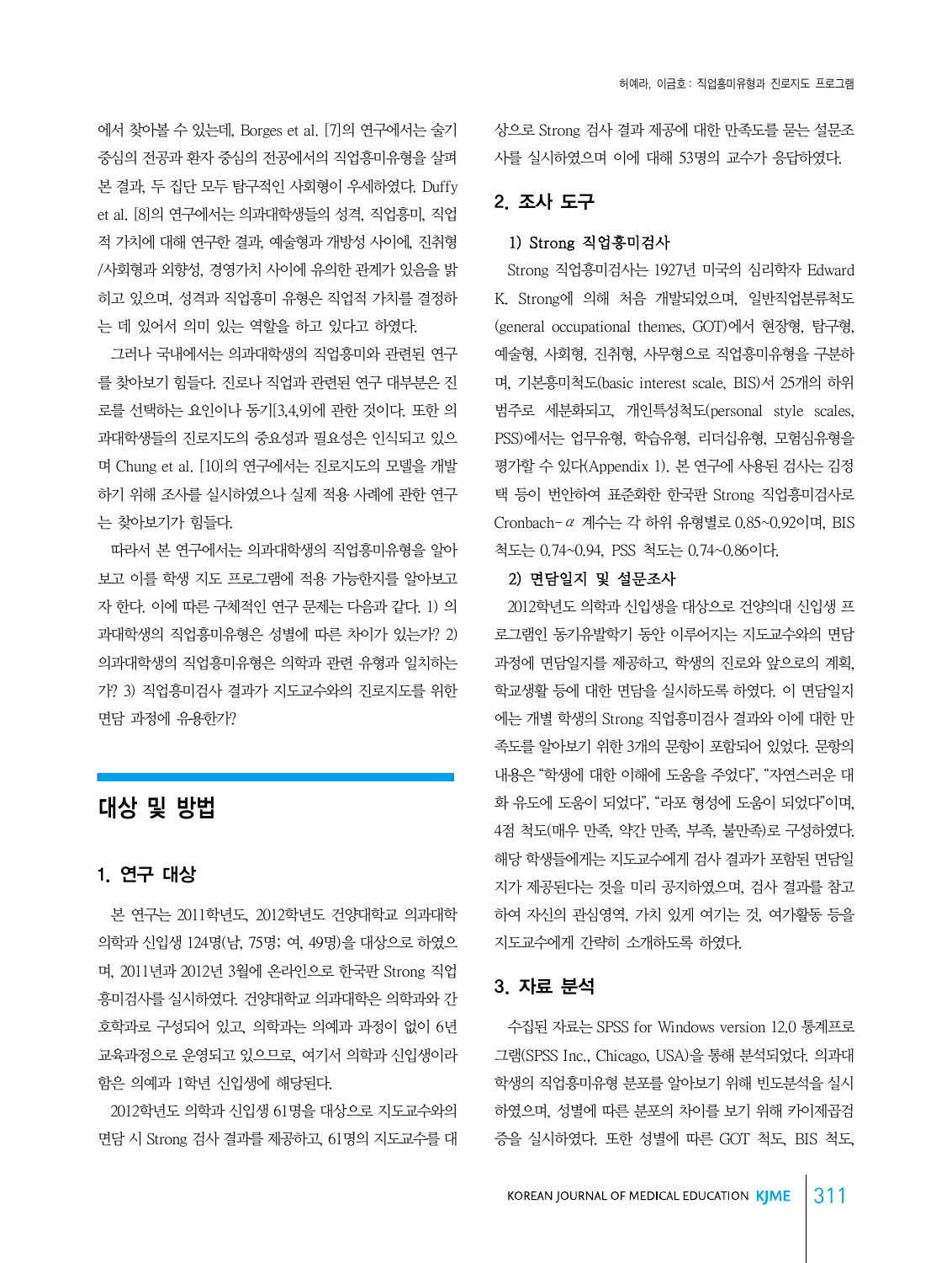에서 찾아볼 수 있는데, Borges et al. [7]의 연구에서는 술기 중심의 전공과 환자 중심의 전공에서의 직업흥미유형을 살펴본 결과, 두 집단 모두 탐구적인 사회형이 우세하였다. Duffy et al. [8]의 연구에서는 의과대학생들의 성격, 직업흥미, 직업적 가치에 대해 연구한 결과, 예술형과 개방성 사이에, 진취형/사회형과 외향성, 경영가치 사이에 유의한 관계가 있음을 밝히고 있으며, 성격과 직업흥미 유형은 직업적 가치를 결정하는 데 있어서 의미 있는 역할을 하고 있다고 하였다.

그러나 국내에서는 의과대학생의 직업흥미와 관련된 연구를 찾아보기 힘들다. 진로나 직업과 관련된 연구 대부분은 진로를 선택하는 요인이나 동기[3,4,9]에 관한 것이다. 또한 의과대학생들의 진로지도의 중요성과 필요성은 인식되고 있으며 Chung et al. [10]의 연구에서는 진로지도의 모델을 개발하기 위해 조사를 실시하였으나 실제 적용 사례에 관한 연구는 찾아보기가 힘들다.

따라서 본 연구에서는 의과대학생의 직업흥미유형을 알아보고 이를 학생 지도 프로그램에 적용 가능한지를 알아보고자 한다. 이에 따른 구체적인 연구 문제는 다음과 같다. 1) 의과대학생의 직업흥미유형은 성별에 따른 차이가 있는가? 2) 의과대학생의 직업흥미유형은 의학과 관련 유형과 일치하는가? 3) 직업흥미검사 결과가 지도교수와의 진로지도를 위한 면담 과정에 유용한가?

# 대상 및 방법

## 1. 연구 대상

본 연구는 2011학년도, 2012학년도 건양대학교 의과대학 의학과 신입생 124명(남, 75명; 여, 49명)을 대상으로 하였으며, 2011년과 2012년 3월에 온라인으로 한국판 Strong 직업흥미검사를 실시하였다. 건양대학교 의과대학은 의학과와 간호학과로 구성되어 있고, 의학과는 의예과 과정이 없이 6년 교육과정으로 운영되고 있으므로, 여기서 의학과 신입생이라 함은 의예과 1학년 신입생에 해당된다.

2012학년도 의학과 신입생 61명을 대상으로 지도교수와의 면담 시 Strong 검사 결과를 제공하고, 61명의 지도교수를 대상으로 Strong 검사 결과 제공에 대한 만족도를 묻는 설문조사를 실시하였으며 이에 대해 53명의 교수가 응답하였다.

## 2. 조사 도구

### 1) Strong 직업흥미검사

Strong 직업흥미검사는 1927년 미국의 심리학자 Edward K. Strong에 의해 처음 개발되었으며, 일반직업분류척도(general occupational themes, GOT)에서 현장형, 탐구형, 예술형, 사회형, 진취형, 사무형으로 직업흥미유형을 구분하며, 기본흥미척도(basic interest scale, BIS)서 25개의 하위 범주로 세분화되고, 개인특성척도(personal style scales, PSS)에서는 업무유형, 학습유형, 리더십유형, 모험심유형을 평가할 수 있다(Appendix 1). 본 연구에 사용된 검사는 김정택 등이 번안하여 표준화한 한국판 Strong 직업흥미검사로 Cronbach-$\alpha$ 계수는 각 하위 유형별로 0.85~0.92이며, BIS 척도는 0.74~0.94, PSS 척도는 0.74~0.86이다.

### 2) 면담일지 및 설문조사

2012학년도 의학과 신입생을 대상으로 건양의대 신입생 프로그램인 동기유발학기 동안 이루어지는 지도교수와의 면담 과정에 면담일지를 제공하고, 학생의 진로와 앞으로의 계획, 학교생활 등에 대한 면담을 실시하도록 하였다. 이 면담일지에는 개별 학생의 Strong 직업흥미검사 결과와 이에 대한 만족도를 알아보기 위한 3개의 문항이 포함되어 있었다. 문항의 내용은 "학생에 대한 이해에 도움을 주었다", "자연스러운 대화 유도에 도움이 되었다", "라포 형성에 도움이 되었다"이며, 4점 척도(매우 만족, 약간 만족, 부족, 불만족)로 구성하였다. 해당 학생들에게는 지도교수에게 검사 결과가 포함된 면담일지가 제공된다는 것을 미리 공지하였으며, 검사 결과를 참고하여 자신의 관심영역, 가치 있게 여기는 것, 여가활동 등을 지도교수에게 간략히 소개하도록 하였다.

## 3. 자료 분석

수집된 자료는 SPSS for Windows version 12.0 통계프로그램(SPSS Inc., Chicago, USA)을 통해 분석되었다. 의과대학생의 직업흥미유형 분포를 알아보기 위해 빈도분석을 실시하였으며, 성별에 따른 분포의 차이를 보기 위해 카이제곱검증을 실시하였다. 또한 성별에 따른 GOT 척도, BIS 척도,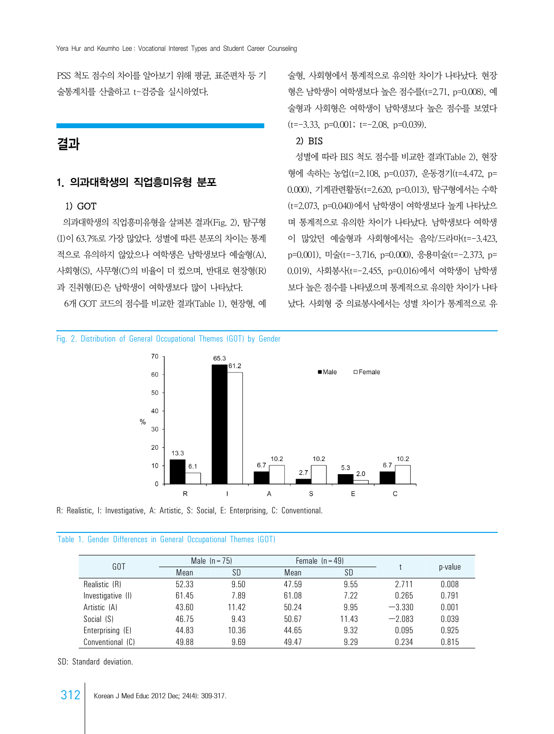PSS 척도 점수의 차이를 알아보기 위해 평균, 표준편차 등 기술통계치를 산출하고 t-검증을 실시하였다.

## 결과

### 1. 의과대학생의 직업흥미유형 분포

#### 1) GOT

의과대학생의 직업흥미유형을 살펴본 결과(Fig. 2), 탐구형(I)이 63.7%로 가장 많았다. 성별에 따른 분포의 차이는 통계적으로 유의하지 않았으나 여학생은 남학생보다 예술형(A), 사회형(S), 사무형(C)의 비율이 더 컸으며, 반대로 현장형(R)과 진취형(E)은 남학생이 여학생보다 많이 나타났다.

6개 GOT 코드의 점수를 비교한 결과(Table 1), 현장형, 예술형, 사회형에서 통계적으로 유의한 차이가 나타났다. 현장형은 남학생이 여학생보다 높은 점수를(t=2.71, p=0.008), 예술형과 사회형은 여학생이 남학생보다 높은 점수를 보였다(t=−3.33, p=0.001; t=−2.08, p=0.039).

#### 2) BIS

성별에 따라 BIS 척도 점수를 비교한 결과(Table 2), 현장형에 속하는 농업(t=2.108, p=0.037), 운동경기(t=4.472, p=0.000), 기계관련활동(t=2.620, p=0.013), 탐구형에서는 수학(t=2.073, p=0.040)에서 남학생이 여학생보다 높게 나타났으며 통계적으로 유의한 차이가 나타났다. 남학생보다 여학생이 많았던 예술형과 사회형에서는 음악/드라마(t=−3.423, p=0.001), 미술(t=−3.716, p=0.000), 응용미술(t=−2.373, p=0.019), 사회봉사(t=−2.455, p=0.016)에서 여학생이 남학생보다 높은 점수를 나타냈으며 통계적으로 유의한 차이가 나타났다. 사회형 중 의료봉사에서는 성별 차이가 통계적으로 유

Fig. 2. Distribution of General Occupational Themes (GOT) by Gender

| GOT | Male (%) | Female (%) |
|---|---|---|
| R | 13.3 | 6.1 |
| I | 65.3 | 61.2 |
| A | 6.7 | 10.2 |
| S | 2.7 | 10.2 |
| E | 5.3 | 2.0 |
| C | 6.7 | 10.2 |

R: Realistic, I: Investigative, A: Artistic, S: Social, E: Enterprising, C: Conventional.

Table 1. Gender Differences in General Occupational Themes (GOT)

| GOT | Male (n=75) | | Female (n=49) | | t | p-value |
|---|---|---|---|---|---|---|
| | Mean | SD | Mean | SD | | |
| Realistic (R) | 52.33 | 9.50 | 47.59 | 9.55 | 2.711 | 0.008 |
| Investigative (I) | 61.45 | 7.89 | 61.08 | 7.22 | 0.265 | 0.791 |
| Artistic (A) | 43.60 | 11.42 | 50.24 | 9.95 | −3.330 | 0.001 |
| Social (S) | 46.75 | 9.43 | 50.67 | 11.43 | −2.083 | 0.039 |
| Enterprising (E) | 44.83 | 10.36 | 44.65 | 9.32 | 0.095 | 0.925 |
| Conventional (C) | 49.88 | 9.69 | 49.47 | 9.29 | 0.234 | 0.815 |

SD: Standard deviation.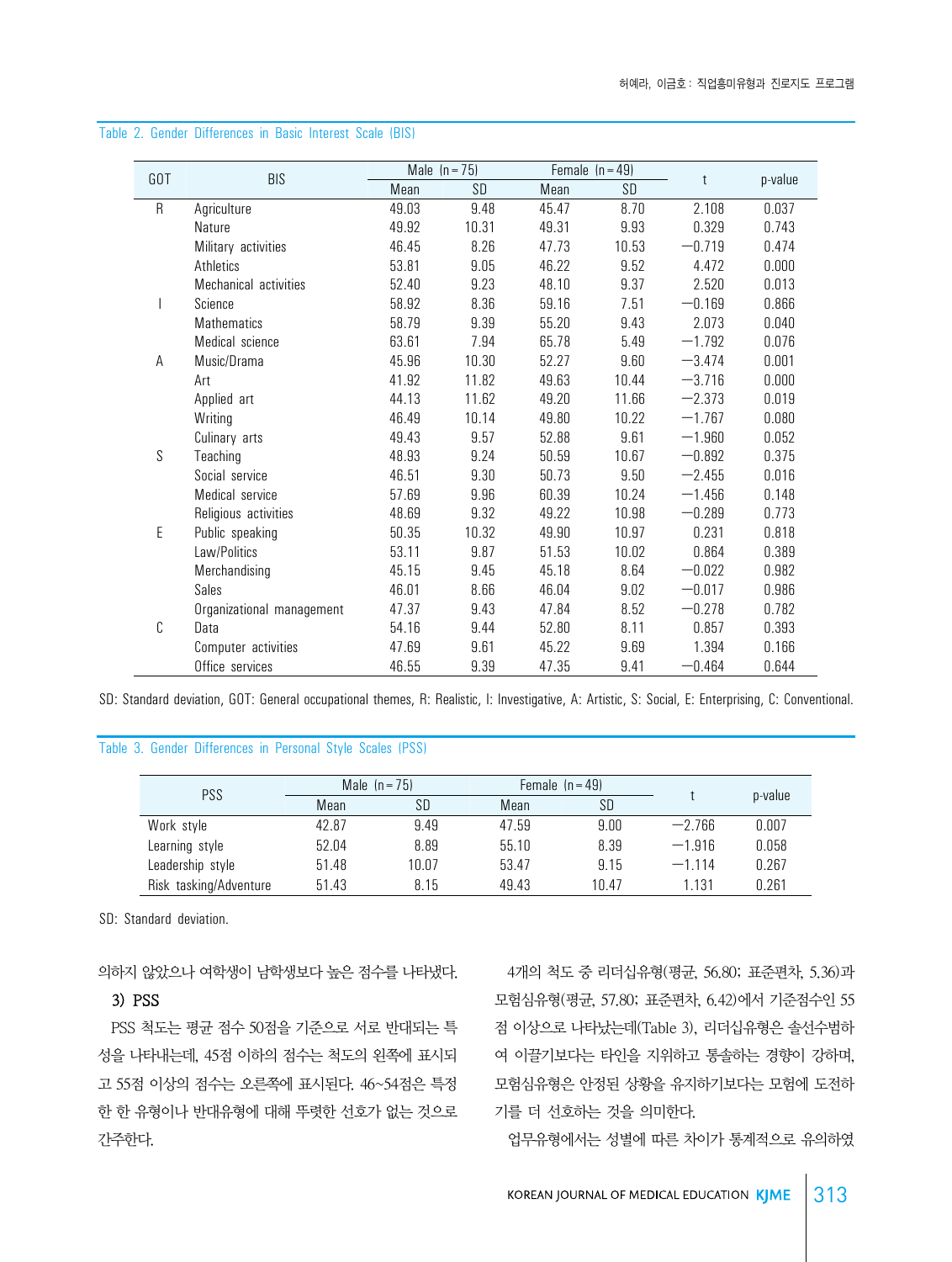Table 2. Gender Differences in Basic Interest Scale (BIS)

| GOT | BIS | Male (n=75) | | Female (n=49) | | t | p-value |
|---|---|---|---|---|---|---|---|
| | | Mean | SD | Mean | SD | | |
| R | Agriculture | 49.03 | 9.48 | 45.47 | 8.70 | 2.108 | 0.037 |
| | Nature | 49.92 | 10.31 | 49.31 | 9.93 | 0.329 | 0.743 |
| | Military activities | 46.45 | 8.26 | 47.73 | 10.53 | −0.719 | 0.474 |
| | Athletics | 53.81 | 9.05 | 46.22 | 9.52 | 4.472 | 0.000 |
| | Mechanical activities | 52.40 | 9.23 | 48.10 | 9.37 | 2.520 | 0.013 |
| I | Science | 58.92 | 8.36 | 59.16 | 7.51 | −0.169 | 0.866 |
| | Mathematics | 58.79 | 9.39 | 55.20 | 9.43 | 2.073 | 0.040 |
| | Medical science | 63.61 | 7.94 | 65.78 | 5.49 | −1.792 | 0.076 |
| A | Music/Drama | 45.96 | 10.30 | 52.27 | 9.60 | −3.474 | 0.001 |
| | Art | 41.92 | 11.82 | 49.63 | 10.44 | −3.716 | 0.000 |
| | Applied art | 44.13 | 11.62 | 49.20 | 11.66 | −2.373 | 0.019 |
| | Writing | 46.49 | 10.14 | 49.80 | 10.22 | −1.767 | 0.080 |
| | Culinary arts | 49.43 | 9.57 | 52.88 | 9.61 | −1.960 | 0.052 |
| S | Teaching | 48.93 | 9.24 | 50.59 | 10.67 | −0.892 | 0.375 |
| | Social service | 46.51 | 9.30 | 50.73 | 9.50 | −2.455 | 0.016 |
| | Medical service | 57.69 | 9.96 | 60.39 | 10.24 | −1.456 | 0.148 |
| | Religious activities | 48.69 | 9.32 | 49.22 | 10.98 | −0.289 | 0.773 |
| E | Public speaking | 50.35 | 10.32 | 49.90 | 10.97 | 0.231 | 0.818 |
| | Law/Politics | 53.11 | 9.87 | 51.53 | 10.02 | 0.864 | 0.389 |
| | Merchandising | 45.15 | 9.45 | 45.18 | 8.64 | −0.022 | 0.982 |
| | Sales | 46.01 | 8.66 | 46.04 | 9.02 | −0.017 | 0.986 |
| | Organizational management | 47.37 | 9.43 | 47.84 | 8.52 | −0.278 | 0.782 |
| C | Data | 54.16 | 9.44 | 52.80 | 8.11 | 0.857 | 0.393 |
| | Computer activities | 47.69 | 9.61 | 45.22 | 9.69 | 1.394 | 0.166 |
| | Office services | 46.55 | 9.39 | 47.35 | 9.41 | −0.464 | 0.644 |

SD: Standard deviation, GOT: General occupational themes, R: Realistic, I: Investigative, A: Artistic, S: Social, E: Enterprising, C: Conventional.

Table 3. Gender Differences in Personal Style Scales (PSS)

| PSS | Male (n=75) | | Female (n=49) | | t | p-value |
|---|---|---|---|---|---|---|
| | Mean | SD | Mean | SD | | |
| Work style | 42.87 | 9.49 | 47.59 | 9.00 | −2.766 | 0.007 |
| Learning style | 52.04 | 8.89 | 55.10 | 8.39 | −1.916 | 0.058 |
| Leadership style | 51.48 | 10.07 | 53.47 | 9.15 | −1.114 | 0.267 |
| Risk tasking/Adventure | 51.43 | 8.15 | 49.43 | 10.47 | 1.131 | 0.261 |

SD: Standard deviation.

의하지 않았으나 여학생이 남학생보다 높은 점수를 나타냈다.

### 3) PSS

PSS 척도는 평균 점수 50점을 기준으로 서로 반대되는 특성을 나타내는데, 45점 이하의 점수는 척도의 왼쪽에 표시되고 55점 이상의 점수는 오른쪽에 표시된다. 46~54점은 특정한 한 유형이나 반대유형에 대해 뚜렷한 선호가 없는 것으로 간주한다.

4개의 척도 중 리더십유형(평균, 56.80; 표준편차, 5.36)과 모험심유형(평균, 57.80; 표준편차, 6.42)에서 기준점수인 55점 이상으로 나타났는데(Table 3), 리더십유형은 솔선수범하여 이끌기보다는 타인을 지위하고 통솔하는 경향이 강하며, 모험심유형은 안정된 상황을 유지하기보다는 모험에 도전하기를 더 선호하는 것을 의미한다.

업무유형에서는 성별에 따른 차이가 통계적으로 유의하였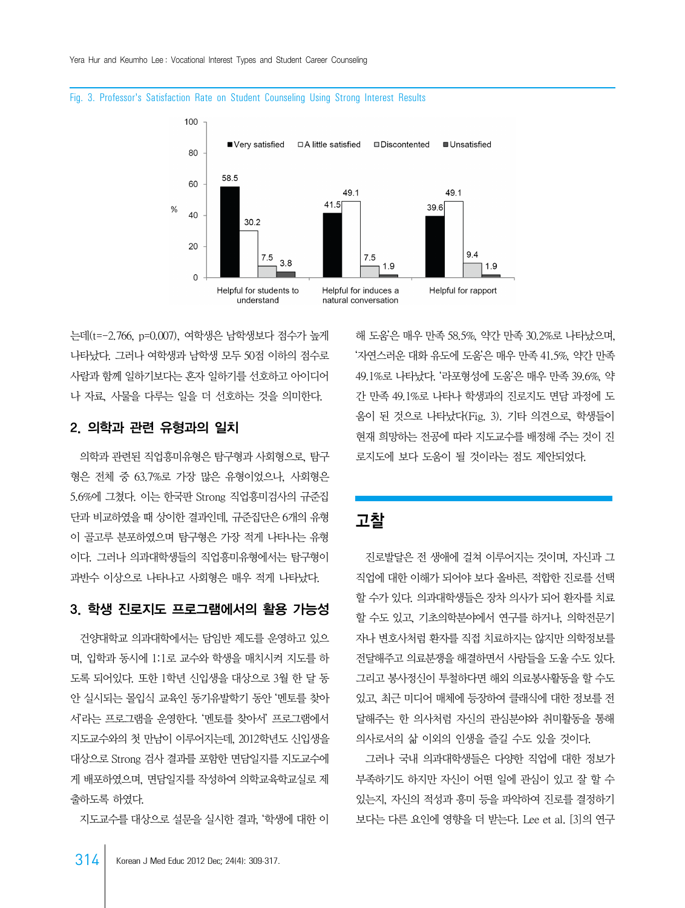Fig. 3. Professor's Satisfaction Rate on Student Counseling Using Strong Interest Results

| | Very satisfied | A little satisfied | Discontented | Unsatisfied |
|---|---|---|---|---|
| Helpful for students to understand | 58.5 | 30.2 | 7.5 | 3.8 |
| Helpful for induces a natural conversation | 41.5 | 49.1 | 7.5 | 1.9 |
| Helpful for rapport | 39.6 | 49.1 | 9.4 | 1.9 |

는데(t=-2.766, p=0.007), 여학생은 남학생보다 점수가 높게 나타났다. 그러나 여학생과 남학생 모두 50점 이하의 점수로 사람과 함께 일하기보다는 혼자 일하기를 선호하고 아이디어나 자료, 사물을 다루는 일을 더 선호하는 것을 의미한다.

## 2. 의학과 관련 유형과의 일치

의학과 관련된 직업흥미유형은 탐구형과 사회형으로, 탐구형은 전체 중 63.7%로 가장 많은 유형이었으나, 사회형은 5.6%에 그쳤다. 이는 한국판 Strong 직업흥미검사의 규준집단과 비교하였을 때 상이한 결과인데, 규준집단은 6개의 유형이 골고루 분포하였으며 탐구형은 가장 적게 나타나는 유형이다. 그러나 의과대학생들의 직업흥미유형에서는 탐구형이 과반수 이상으로 나타나고 사회형은 매우 적게 나타났다.

## 3. 학생 진로지도 프로그램에서의 활용 가능성

건양대학교 의과대학에서는 담임반 제도를 운영하고 있으며, 입학과 동시에 1:1로 교수와 학생을 매치시켜 지도를 하도록 되어있다. 또한 1학년 신입생을 대상으로 3월 한 달 동안 실시되는 몰입식 교육인 동기유발학기 동안 '멘토를 찾아서'라는 프로그램을 운영한다. '멘토를 찾아서' 프로그램에서 지도교수와의 첫 만남이 이루어지는데, 2012학년도 신입생을 대상으로 Strong 검사 결과를 포함한 면담일지를 지도교수에게 배포하였으며, 면담일지를 작성하여 의학교육학교실로 제출하도록 하였다.

지도교수를 대상으로 설문을 실시한 결과, '학생에 대한 이해 도움'은 매우 만족 58.5%, 약간 만족 30.2%로 나타났으며, '자연스러운 대화 유도에 도움'은 매우 만족 41.5%, 약간 만족 49.1%로 나타났다. '라포형성에 도움'은 매우 만족 39.6%, 약간 만족 49.1%로 나타나 학생과의 진로지도 면담 과정에 도움이 된 것으로 나타났다(Fig. 3). 기타 의견으로, 학생들이 현재 희망하는 전공에 따라 지도교수를 배정해 주는 것이 진로지도에 보다 도움이 될 것이라는 점도 제안되었다.

# 고찰

진로발달은 전 생애에 걸쳐 이루어지는 것이며, 자신과 그 직업에 대한 이해가 되어야 보다 올바른, 적합한 진로를 선택할 수가 있다. 의과대학생들은 장차 의사가 되어 환자를 치료할 수도 있고, 기초의학분야에서 연구를 하거나, 의학전문기자나 변호사처럼 환자를 직접 치료하지는 않지만 의학정보를 전달해주고 의료분쟁을 해결하면서 사람들을 도울 수도 있다. 그리고 봉사정신이 투철하다면 해외 의료봉사활동을 할 수도 있고, 최근 미디어 매체에 등장하여 클래식에 대한 정보를 전달해주는 한 의사처럼 자신의 관심분야와 취미활동을 통해 의사로서의 삶 이외의 인생을 즐길 수도 있을 것이다.

그러나 국내 의과대학생들은 다양한 직업에 대한 정보가 부족하기도 하지만 자신이 어떤 일에 관심이 있고 잘 할 수 있는지, 자신의 적성과 흥미 등을 파악하여 진로를 결정하기보다는 다른 요인에 영향을 더 받는다. Lee et al. [3]의 연구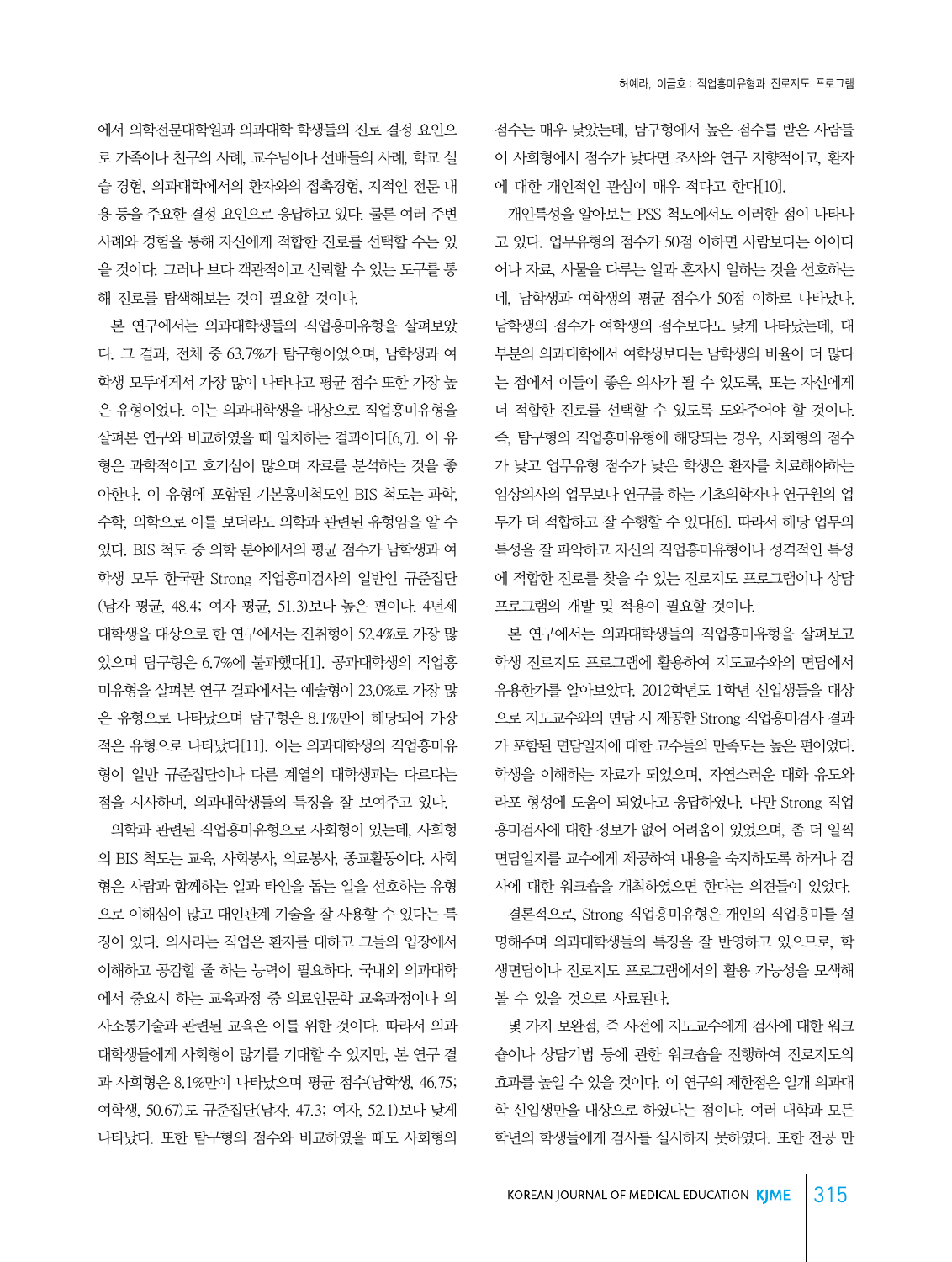에서 의학전문대학원과 의과대학 학생들의 진로 결정 요인으로 가족이나 친구의 사례, 교수님이나 선배들의 사례, 학교 실습 경험, 의과대학에서의 환자와의 접촉경험, 지적인 전문 내용 등을 주요한 결정 요인으로 응답하고 있다. 물론 여러 주변 사례와 경험을 통해 자신에게 적합한 진로를 선택할 수는 있을 것이다. 그러나 보다 객관적이고 신뢰할 수 있는 도구를 통해 진로를 탐색해보는 것이 필요할 것이다.

본 연구에서는 의과대학생들의 직업흥미유형을 살펴보았다. 그 결과, 전체 중 63.7%가 탐구형이었으며, 남학생과 여학생 모두에게서 가장 많이 나타나고 평균 점수 또한 가장 높은 유형이었다. 이는 의과대학생을 대상으로 직업흥미유형을 살펴본 연구와 비교하였을 때 일치하는 결과이다[6,7]. 이 유형은 과학적이고 호기심이 많으며 자료를 분석하는 것을 좋아한다. 이 유형에 포함된 기본흥미척도인 BIS 척도는 과학, 수학, 의학으로 이를 보더라도 의학과 관련된 유형임을 알 수 있다. BIS 척도 중 의학 분야에서의 평균 점수가 남학생과 여학생 모두 한국판 Strong 직업흥미검사의 일반인 규준집단(남자 평균, 48.4; 여자 평균, 51.3)보다 높은 편이다. 4년제 대학생을 대상으로 한 연구에서는 진취형이 52.4%로 가장 많았으며 탐구형은 6.7%에 불과했다[1]. 공과대학생의 직업흥미유형을 살펴본 연구 결과에서는 예술형이 23.0%로 가장 많은 유형으로 나타났으며 탐구형은 8.1%만이 해당되어 가장 적은 유형으로 나타났다[11]. 이는 의과대학생의 직업흥미유형이 일반 규준집단이나 다른 계열의 대학생과는 다르다는 점을 시사하며, 의과대학생들의 특징을 잘 보여주고 있다.

의학과 관련된 직업흥미유형으로 사회형이 있는데, 사회형의 BIS 척도는 교육, 사회봉사, 의료봉사, 종교활동이다. 사회형은 사람과 함께하는 일과 타인을 돕는 일을 선호하는 유형으로 이해심이 많고 대인관계 기술을 잘 사용할 수 있다는 특징이 있다. 의사라는 직업은 환자를 대하고 그들의 입장에서 이해하고 공감할 줄 하는 능력이 필요하다. 국내외 의과대학에서 중요시 하는 교육과정 중 의료인문학 교육과정이나 의사소통기술과 관련된 교육은 이를 위한 것이다. 따라서 의과대학생들에게 사회형이 많기를 기대할 수 있지만, 본 연구 결과 사회형은 8.1%만이 나타났으며 평균 점수(남학생, 46.75; 여학생, 50.67)도 규준집단(남자, 47.3; 여자, 52.1)보다 낮게 나타났다. 또한 탐구형의 점수와 비교하였을 때도 사회형의 점수는 매우 낮았는데, 탐구형에서 높은 점수를 받은 사람들이 사회형에서 점수가 낮다면 조사와 연구 지향적이고, 환자에 대한 개인적인 관심이 매우 적다고 한다[10].

개인특성을 알아보는 PSS 척도에서도 이러한 점이 나타나고 있다. 업무유형의 점수가 50점 이하면 사람보다는 아이디어나 자료, 사물을 다루는 일과 혼자서 일하는 것을 선호하는데, 남학생과 여학생의 평균 점수가 50점 이하로 나타났다. 남학생의 점수가 여학생의 점수보다도 낮게 나타났는데, 대부분의 의과대학에서 여학생보다는 남학생의 비율이 더 많다는 점에서 이들이 좋은 의사가 될 수 있도록, 또는 자신에게 더 적합한 진로를 선택할 수 있도록 도와주어야 할 것이다. 즉, 탐구형의 직업흥미유형에 해당되는 경우, 사회형의 점수가 낮고 업무유형 점수가 낮은 학생은 환자를 치료해야하는 임상의사의 업무보다 연구를 하는 기초의학자나 연구원의 업무가 더 적합하고 잘 수행할 수 있다[6]. 따라서 해당 업무의 특성을 잘 파악하고 자신의 직업흥미유형이나 성격적인 특성에 적합한 진로를 찾을 수 있는 진로지도 프로그램이나 상담 프로그램의 개발 및 적용이 필요할 것이다.

본 연구에서는 의과대학생들의 직업흥미유형을 살펴보고 학생 진로지도 프로그램에 활용하여 지도교수와의 면담에서 유용한가를 알아보았다. 2012학년도 1학년 신입생들을 대상으로 지도교수와의 면담 시 제공한 Strong 직업흥미검사 결과가 포함된 면담일지에 대한 교수들의 만족도는 높은 편이었다. 학생을 이해하는 자료가 되었으며, 자연스러운 대화 유도와 라포 형성에 도움이 되었다고 응답하였다. 다만 Strong 직업흥미검사에 대한 정보가 없어 어려움이 있었으며, 좀 더 일찍 면담일지를 교수에게 제공하여 내용을 숙지하도록 하거나 검사에 대한 워크숍을 개최하였으면 한다는 의견들이 있었다.

결론적으로, Strong 직업흥미유형은 개인의 직업흥미를 설명해주며 의과대학생들의 특징을 잘 반영하고 있으므로, 학생면담이나 진로지도 프로그램에서의 활용 가능성을 모색해 볼 수 있을 것으로 사료된다.

몇 가지 보완점, 즉 사전에 지도교수에게 검사에 대한 워크숍이나 상담기법 등에 관한 워크숍을 진행하여 진로지도의 효과를 높일 수 있을 것이다. 이 연구의 제한점은 일개 의과대학 신입생만을 대상으로 하였다는 점이다. 여러 대학과 모든 학년의 학생들에게 검사를 실시하지 못하였다. 또한 전공 만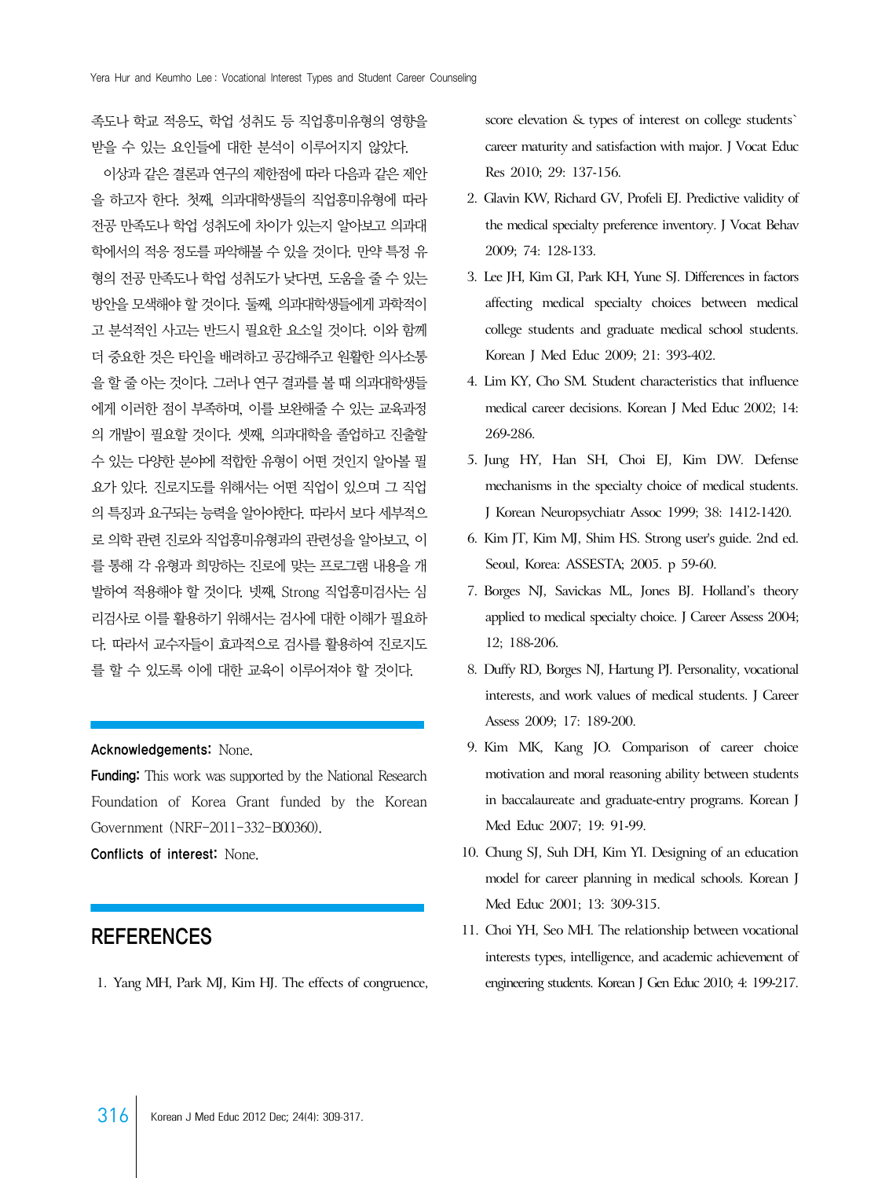족도나 학교 적응도, 학업 성취도 등 직업흥미유형의 영향을 받을 수 있는 요인들에 대한 분석이 이루어지지 않았다.

이상과 같은 결론과 연구의 제한점에 따라 다음과 같은 제안을 하고자 한다. 첫째, 의과대학생들의 직업흥미유형에 따라 전공 만족도나 학업 성취도에 차이가 있는지 알아보고 의과대학에서의 적응 정도를 파악해볼 수 있을 것이다. 만약 특정 유형의 전공 만족도나 학업 성취도가 낮다면, 도움을 줄 수 있는 방안을 모색해야 할 것이다. 둘째, 의과대학생들에게 과학적이고 분석적인 사고는 반드시 필요한 요소일 것이다. 이와 함께 더 중요한 것은 타인을 배려하고 공감해주고 원활한 의사소통을 할 줄 아는 것이다. 그러나 연구 결과를 볼 때 의과대학생들에게 이러한 점이 부족하며, 이를 보완해줄 수 있는 교육과정의 개발이 필요할 것이다. 셋째, 의과대학을 졸업하고 진출할 수 있는 다양한 분야에 적합한 유형이 어떤 것인지 알아볼 필요가 있다. 진로지도를 위해서는 어떤 직업이 있으며 그 직업의 특징과 요구되는 능력을 알아야한다. 따라서 보다 세부적으로 의학 관련 진로와 직업흥미유형과의 관련성을 알아보고, 이를 통해 각 유형과 희망하는 진로에 맞는 프로그램 내용을 개발하여 적용해야 할 것이다. 넷째, Strong 직업흥미검사는 심리검사로 이를 활용하기 위해서는 검사에 대한 이해가 필요하다. 따라서 교수자들이 효과적으로 검사를 활용하여 진로지도를 할 수 있도록 이에 대한 교육이 이루어져야 할 것이다.

**Acknowledgements:** None.

**Funding:** This work was supported by the National Research Foundation of Korea Grant funded by the Korean Government (NRF-2011-332-B00360).

**Conflicts of interest:** None.

## REFERENCES

1. Yang MH, Park MJ, Kim HJ. The effects of congruence, score elevation & types of interest on college students` career maturity and satisfaction with major. J Vocat Educ Res 2010; 29: 137-156.
2. Glavin KW, Richard GV, Profeli EJ. Predictive validity of the medical specialty preference inventory. J Vocat Behav 2009; 74: 128-133.
3. Lee JH, Kim GI, Park KH, Yune SJ. Differences in factors affecting medical specialty choices between medical college students and graduate medical school students. Korean J Med Educ 2009; 21: 393-402.
4. Lim KY, Cho SM. Student characteristics that influence medical career decisions. Korean J Med Educ 2002; 14: 269-286.
5. Jung HY, Han SH, Choi EJ, Kim DW. Defense mechanisms in the specialty choice of medical students. J Korean Neuropsychiatr Assoc 1999; 38: 1412-1420.
6. Kim JT, Kim MJ, Shim HS. Strong user's guide. 2nd ed. Seoul, Korea: ASSESTA; 2005. p 59-60.
7. Borges NJ, Savickas ML, Jones BJ. Holland's theory applied to medical specialty choice. J Career Assess 2004; 12; 188-206.
8. Duffy RD, Borges NJ, Hartung PJ. Personality, vocational interests, and work values of medical students. J Career Assess 2009; 17: 189-200.
9. Kim MK, Kang JO. Comparison of career choice motivation and moral reasoning ability between students in baccalaureate and graduate-entry programs. Korean J Med Educ 2007; 19: 91-99.
10. Chung SJ, Suh DH, Kim YI. Designing of an education model for career planning in medical schools. Korean J Med Educ 2001; 13: 309-315.
11. Choi YH, Seo MH. The relationship between vocational interests types, intelligence, and academic achievement of engineering students. Korean J Gen Educ 2010; 4: 199-217.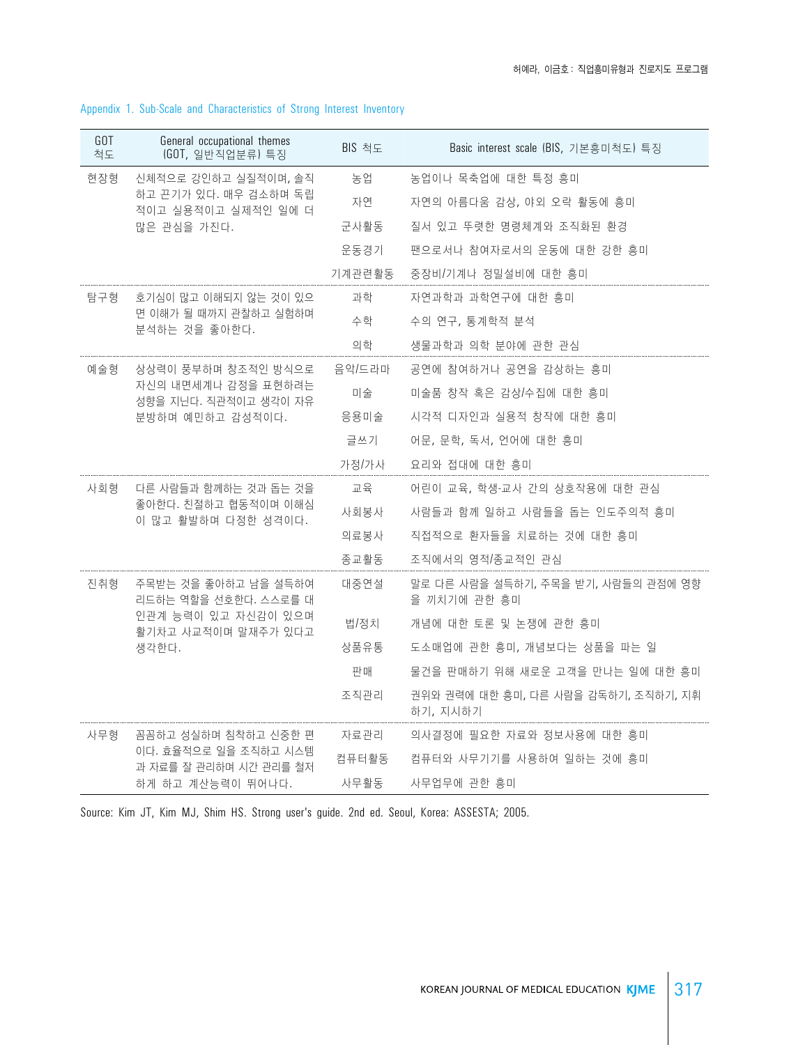Appendix 1. Sub-Scale and Characteristics of Strong Interest Inventory

| GOT 척도 | General occupational themes (GOT, 일반직업분류) 특징 | BIS 척도 | Basic interest scale (BIS, 기본흥미척도) 특징 |
|---|---|---|---|
| 현장형 | 신체적으로 강인하고 실질적이며, 솔직하고 끈기가 있다. 매우 검소하며 독립적이고 실용적이고 실제적인 일에 더 많은 관심을 가진다. | 농업 | 농업이나 목축업에 대한 특정 흥미 |
| | | 자연 | 자연의 아름다움 감상, 야외 오락 활동에 흥미 |
| | | 군사활동 | 질서 있고 뚜렷한 명령체계와 조직화된 환경 |
| | | 운동경기 | 팬으로서나 참여자로서의 운동에 대한 강한 흥미 |
| | | 기계관련활동 | 중장비/기계나 정밀설비에 대한 흥미 |
| 탐구형 | 호기심이 많고 이해되지 않는 것이 있으면 이해가 될 때까지 관찰하고 실험하며 분석하는 것을 좋아한다. | 과학 | 자연과학과 과학연구에 대한 흥미 |
| | | 수학 | 수의 연구, 통계학적 분석 |
| | | 의학 | 생물과학과 의학 분야에 관한 관심 |
| 예술형 | 상상력이 풍부하며 창조적인 방식으로 자신의 내면세계나 감정을 표현하려는 성향을 지닌다. 직관적이고 생각이 자유분방하며 예민하고 감성적이다. | 음악/드라마 | 공연에 참여하거나 공연을 감상하는 흥미 |
| | | 미술 | 미술품 창작 혹은 감상/수집에 대한 흥미 |
| | | 응용미술 | 시각적 디자인과 실용적 창작에 대한 흥미 |
| | | 글쓰기 | 어문, 문학, 독서, 언어에 대한 흥미 |
| | | 가정/가사 | 요리와 접대에 대한 흥미 |
| 사회형 | 다른 사람들과 함께하는 것과 돕는 것을 좋아한다. 친절하고 협동적이며 이해심이 많고 활발하며 다정한 성격이다. | 교육 | 어린이 교육, 학생-교사 간의 상호작용에 대한 관심 |
| | | 사회봉사 | 사람들과 함께 일하고 사람들을 돕는 인도주의적 흥미 |
| | | 의료봉사 | 직접적으로 환자들을 치료하는 것에 대한 흥미 |
| | | 종교활동 | 조직에서의 영적/종교적인 관심 |
| 진취형 | 주목받는 것을 좋아하고 남을 설득하여 리드하는 역할을 선호한다. 스스로를 대인관계 능력이 있고 자신감이 있으며 활기차고 사교적이며 말재주가 있다고 생각한다. | 대중연설 | 말로 다른 사람을 설득하기, 주목을 받기, 사람들의 관점에 영향을 끼치기에 관한 흥미 |
| | | 법/정치 | 개념에 대한 토론 및 논쟁에 관한 흥미 |
| | | 상품유통 | 도소매업에 관한 흥미, 개념보다는 상품을 파는 일 |
| | | 판매 | 물건을 판매하기 위해 새로운 고객을 만나는 일에 대한 흥미 |
| | | 조직관리 | 권위와 권력에 대한 흥미, 다른 사람을 감독하기, 조직하기, 지휘하기, 지시하기 |
| 사무형 | 꼼꼼하고 성실하며 침착하고 신중한 편이다. 효율적으로 일을 조직하고 시스템과 자료를 잘 관리하며 시간 관리를 철저하게 하고 계산능력이 뛰어나다. | 자료관리 | 의사결정에 필요한 자료와 정보사용에 대한 흥미 |
| | | 컴퓨터활동 | 컴퓨터와 사무기기를 사용하여 일하는 것에 흥미 |
| | | 사무활동 | 사무업무에 관한 흥미 |

Source: Kim JT, Kim MJ, Shim HS. Strong user's guide. 2nd ed. Seoul, Korea: ASSESTA; 2005.